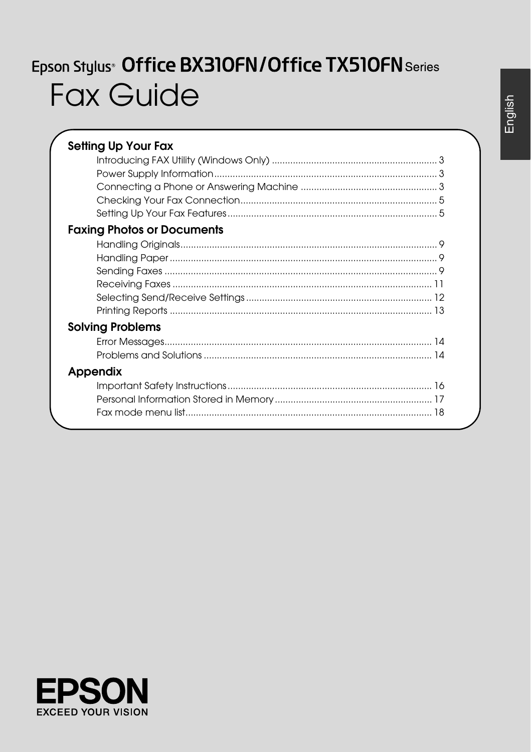# Epson Stylus® Office BX310FN/Office TX510FN Series

# Fax Guide

English

## Setting Up Your Fax

- Introducing FAX Utility (Windows Only) .......... 3
- Power Supply Information .......... 3
- Connecting a Phone or Answering Machine .......... 3
- Checking Your Fax Connection .......... 5
- Setting Up Your Fax Features .......... 5

## Faxing Photos or Documents

- Handling Originals .......... 9
- Handling Paper .......... 9
- Sending Faxes .......... 9
- Receiving Faxes .......... 11
- Selecting Send/Receive Settings .......... 12
- Printing Reports .......... 13

## Solving Problems

- Error Messages .......... 14
- Problems and Solutions .......... 14

## Appendix

- Important Safety Instructions .......... 16
- Personal Information Stored in Memory .......... 17
- Fax mode menu list .......... 18

EPSON

EXCEED YOUR VISION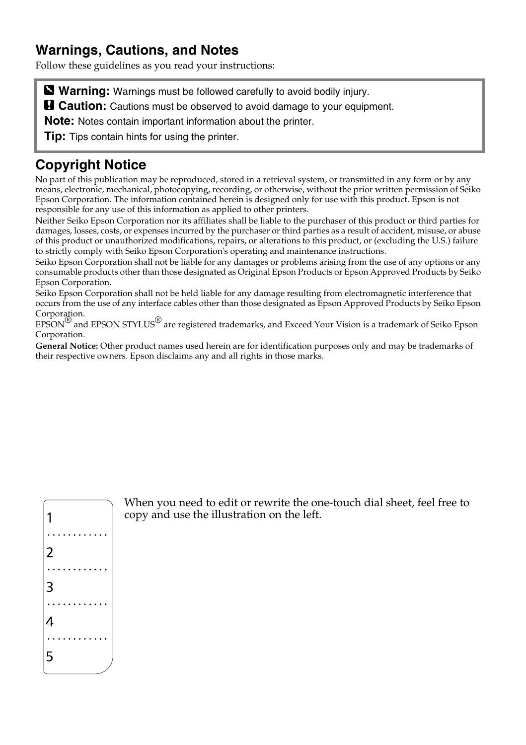## Warnings, Cautions, and Notes

Follow these guidelines as you read your instructions:

> **Warning:** Warnings must be followed carefully to avoid bodily injury.
>
> **Caution:** Cautions must be observed to avoid damage to your equipment.
>
> **Note:** Notes contain important information about the printer.
>
> **Tip:** Tips contain hints for using the printer.

## Copyright Notice

No part of this publication may be reproduced, stored in a retrieval system, or transmitted in any form or by any means, electronic, mechanical, photocopying, recording, or otherwise, without the prior written permission of Seiko Epson Corporation. The information contained herein is designed only for use with this product. Epson is not responsible for any use of this information as applied to other printers.

Neither Seiko Epson Corporation nor its affiliates shall be liable to the purchaser of this product or third parties for damages, losses, costs, or expenses incurred by the purchaser or third parties as a result of accident, misuse, or abuse of this product or unauthorized modifications, repairs, or alterations to this product, or (excluding the U.S.) failure to strictly comply with Seiko Epson Corporation's operating and maintenance instructions.

Seiko Epson Corporation shall not be liable for any damages or problems arising from the use of any options or any consumable products other than those designated as Original Epson Products or Epson Approved Products by Seiko Epson Corporation.

Seiko Epson Corporation shall not be held liable for any damage resulting from electromagnetic interference that occurs from the use of any interface cables other than those designated as Epson Approved Products by Seiko Epson Corporation.

EPSON® and EPSON STYLUS® are registered trademarks, and Exceed Your Vision is a trademark of Seiko Epson Corporation.

**General Notice:** Other product names used herein are for identification purposes only and may be trademarks of their respective owners. Epson disclaims any and all rights in those marks.

1
............
2
............
3
............
4
............
5

When you need to edit or rewrite the one-touch dial sheet, feel free to copy and use the illustration on the left.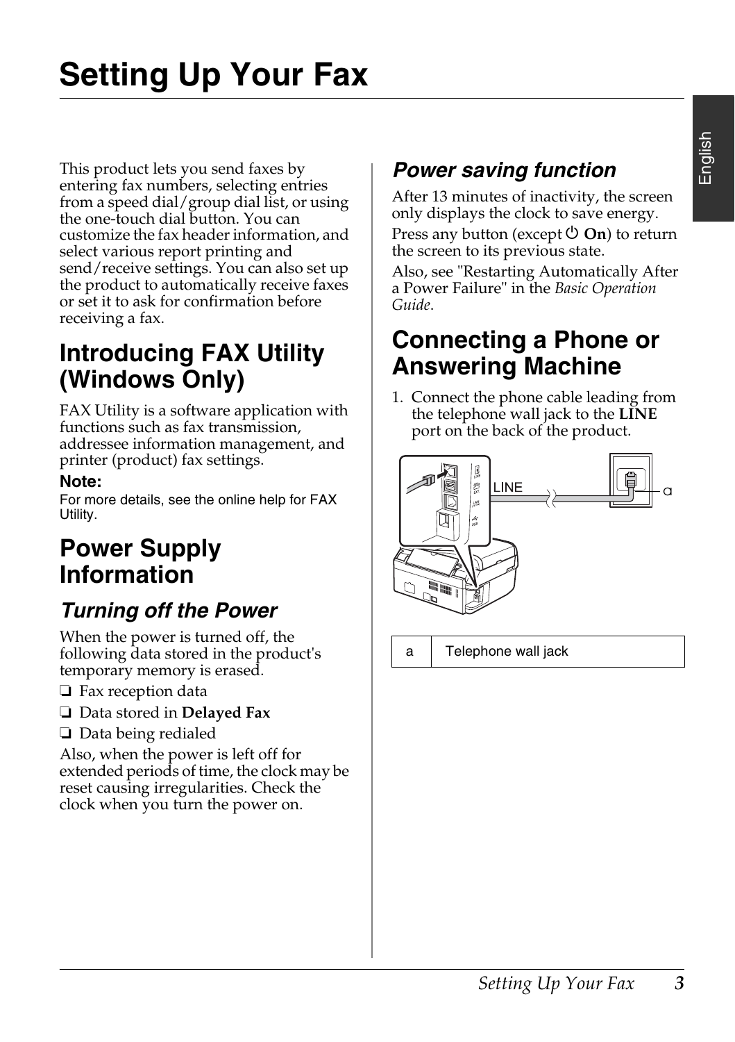# Setting Up Your Fax

This product lets you send faxes by entering fax numbers, selecting entries from a speed dial/group dial list, or using the one-touch dial button. You can customize the fax header information, and select various report printing and send/receive settings. You can also set up the product to automatically receive faxes or set it to ask for confirmation before receiving a fax.

## Introducing FAX Utility (Windows Only)

FAX Utility is a software application with functions such as fax transmission, addressee information management, and printer (product) fax settings.

**Note:**
For more details, see the online help for FAX Utility.

## Power Supply Information

### Turning off the Power

When the power is turned off, the following data stored in the product's temporary memory is erased.

- Fax reception data
- Data stored in **Delayed Fax**
- Data being redialed

Also, when the power is left off for extended periods of time, the clock may be reset causing irregularities. Check the clock when you turn the power on.

### Power saving function

After 13 minutes of inactivity, the screen only displays the clock to save energy.

Press any button (except ⏻ **On**) to return the screen to its previous state.

Also, see "Restarting Automatically After a Power Failure" in the *Basic Operation Guide*.

## Connecting a Phone or Answering Machine

1. Connect the phone cable leading from the telephone wall jack to the **LINE** port on the back of the product.

| a | Telephone wall jack |
|---|---|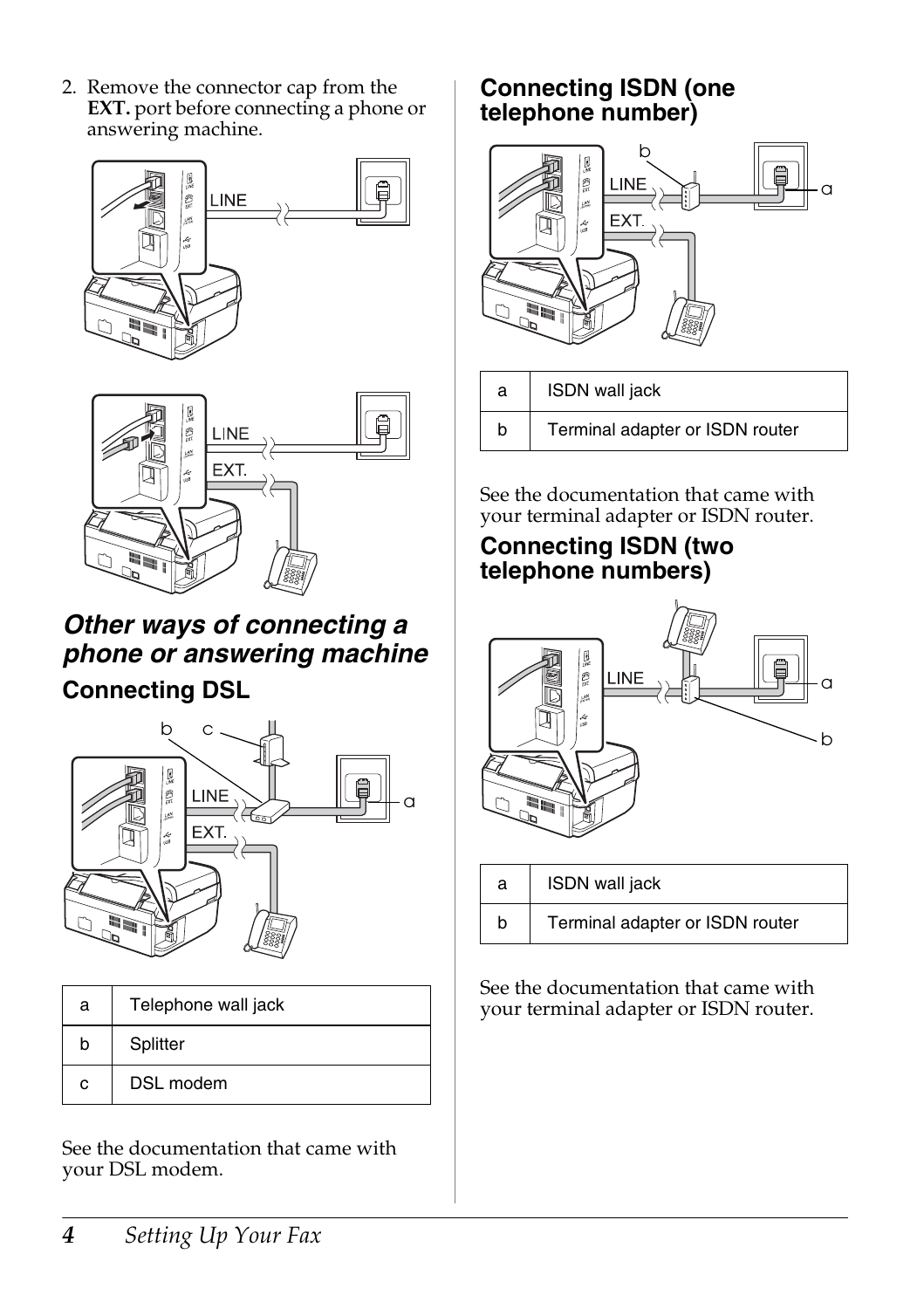2. Remove the connector cap from the **EXT.** port before connecting a phone or answering machine.

## *Other ways of connecting a phone or answering machine*

### Connecting DSL

| a | Telephone wall jack |
|---|---|
| b | Splitter |
| c | DSL modem |

See the documentation that came with your DSL modem.

### Connecting ISDN (one telephone number)

| a | ISDN wall jack |
|---|---|
| b | Terminal adapter or ISDN router |

See the documentation that came with your terminal adapter or ISDN router.

### Connecting ISDN (two telephone numbers)

| a | ISDN wall jack |
|---|---|
| b | Terminal adapter or ISDN router |

See the documentation that came with your terminal adapter or ISDN router.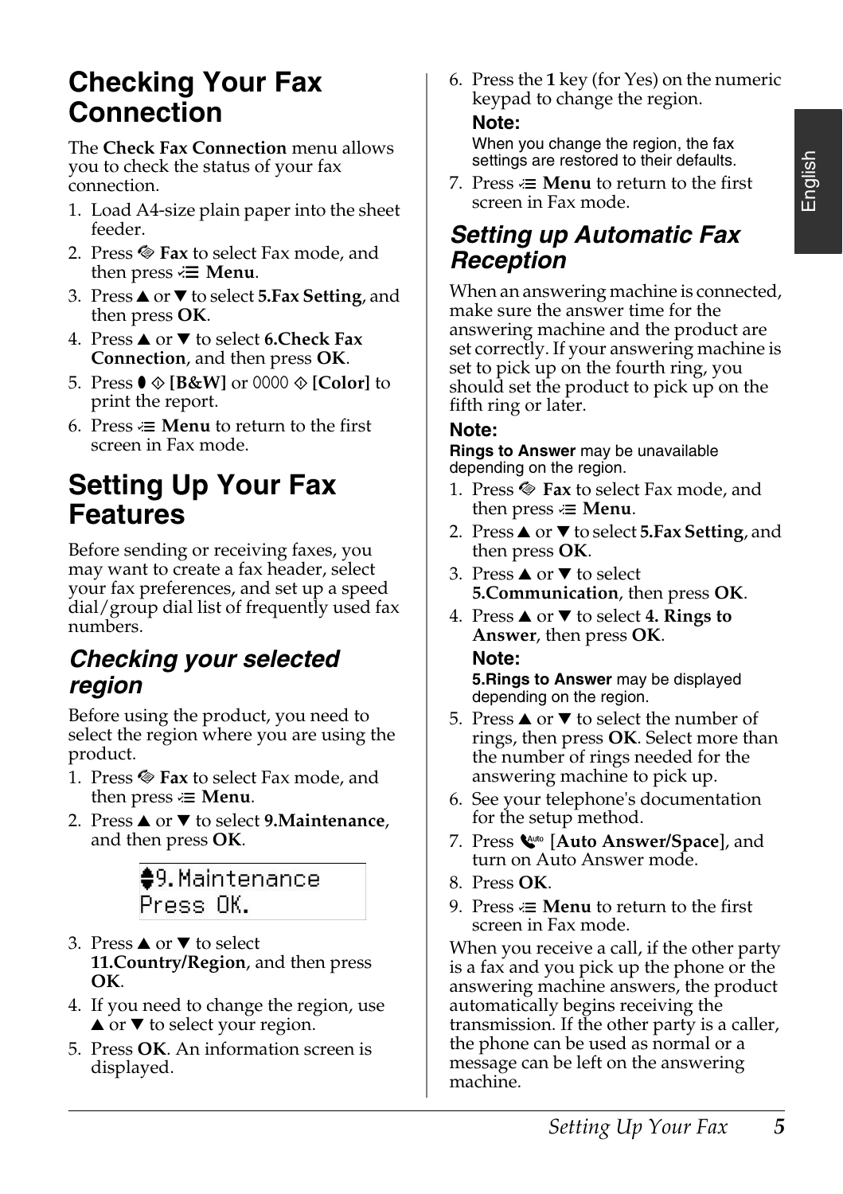# Checking Your Fax Connection

The **Check Fax Connection** menu allows you to check the status of your fax connection.

1. Load A4-size plain paper into the sheet feeder.
2. Press  **Fax** to select Fax mode, and then press  **Menu**.
3. Press ▲ or ▼ to select **5.Fax Setting**, and then press **OK**.
4. Press ▲ or ▼ to select **6.Check Fax Connection**, and then press **OK**.
5. Press  ◇ **[B&W]** or  ◇ **[Color]** to print the report.
6. Press  **Menu** to return to the first screen in Fax mode.

# Setting Up Your Fax Features

Before sending or receiving faxes, you may want to create a fax header, select your fax preferences, and set up a speed dial/group dial list of frequently used fax numbers.

## *Checking your selected region*

Before using the product, you need to select the region where you are using the product.

1. Press  **Fax** to select Fax mode, and then press  **Menu**.
2. Press ▲ or ▼ to select **9.Maintenance**, and then press **OK**.

```
♦9.Maintenance
Press OK.
```

3. Press ▲ or ▼ to select **11.Country/Region**, and then press **OK**.
4. If you need to change the region, use ▲ or ▼ to select your region.
5. Press **OK**. An information screen is displayed.
6. Press the **1** key (for Yes) on the numeric keypad to change the region.

   **Note:**
   When you change the region, the fax settings are restored to their defaults.

7. Press  **Menu** to return to the first screen in Fax mode.

## *Setting up Automatic Fax Reception*

When an answering machine is connected, make sure the answer time for the answering machine and the product are set correctly. If your answering machine is set to pick up on the fourth ring, you should set the product to pick up on the fifth ring or later.

**Note:**
**Rings to Answer** may be unavailable depending on the region.

1. Press  **Fax** to select Fax mode, and then press  **Menu**.
2. Press ▲ or ▼ to select **5.Fax Setting**, and then press **OK**.
3. Press ▲ or ▼ to select **5.Communication**, then press **OK**.
4. Press ▲ or ▼ to select **4. Rings to Answer**, then press **OK**.

   **Note:**
   **5.Rings to Answer** may be displayed depending on the region.

5. Press ▲ or ▼ to select the number of rings, then press **OK**. Select more than the number of rings needed for the answering machine to pick up.
6. See your telephone's documentation for the setup method.
7. Press  [**Auto Answer/Space**], and turn on Auto Answer mode.
8. Press **OK**.
9. Press  **Menu** to return to the first screen in Fax mode.

When you receive a call, if the other party is a fax and you pick up the phone or the answering machine answers, the product automatically begins receiving the transmission. If the other party is a caller, the phone can be used as normal or a message can be left on the answering machine.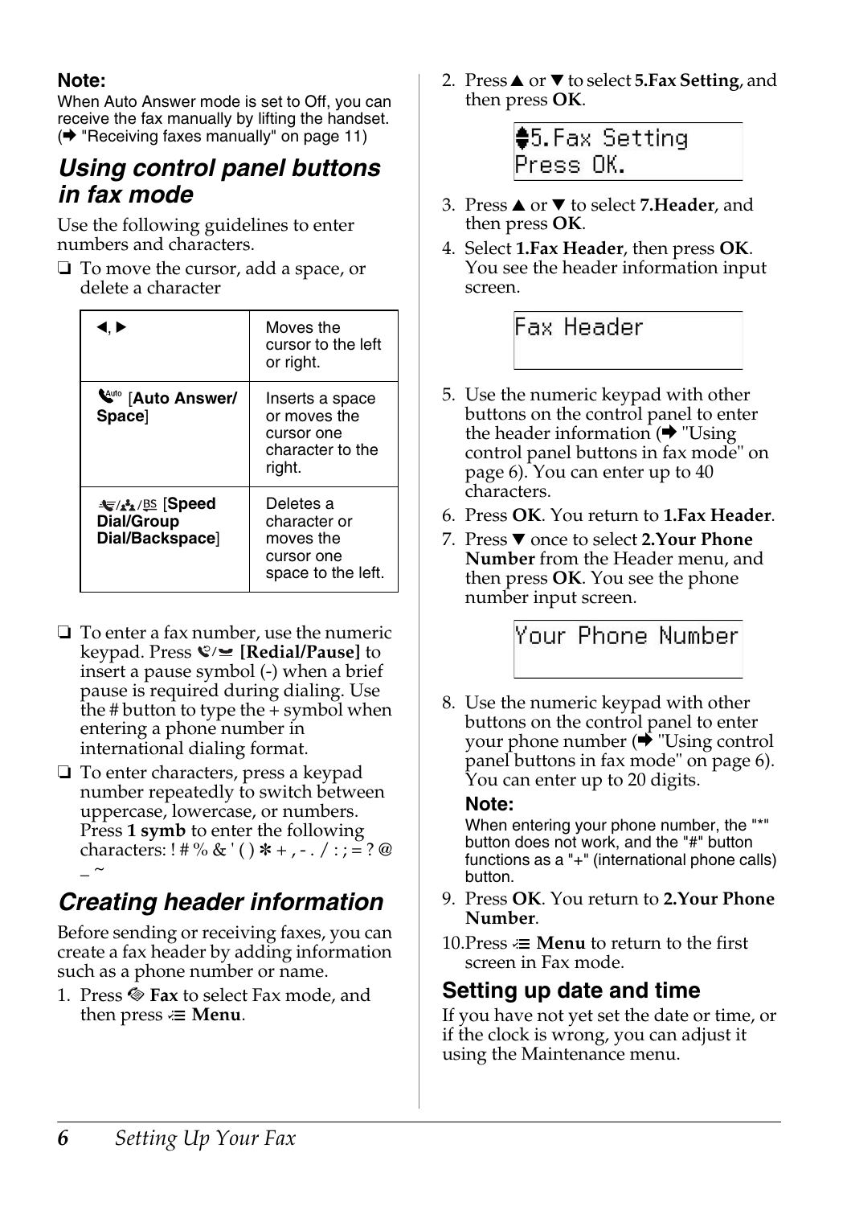**Note:**
When Auto Answer mode is set to Off, you can receive the fax manually by lifting the handset. (➡ "Receiving faxes manually" on page 11)

## *Using control panel buttons in fax mode*

Use the following guidelines to enter numbers and characters.

❏ To move the cursor, add a space, or delete a character

| ◀, ▶ | Moves the cursor to the left or right. |
|---|---|
| [**Auto Answer/ Space**] | Inserts a space or moves the cursor one character to the right. |
| [**Speed Dial/Group Dial/Backspace**] | Deletes a character or moves the cursor one space to the left. |

❏ To enter a fax number, use the numeric keypad. Press **[Redial/Pause]** to insert a pause symbol (-) when a brief pause is required during dialing. Use the # button to type the + symbol when entering a phone number in international dialing format.

❏ To enter characters, press a keypad number repeatedly to switch between uppercase, lowercase, or numbers. Press **1 symb** to enter the following characters: ! # % & ' ( ) ✻ + , - . / : ; = ? @ _ ~

## *Creating header information*

Before sending or receiving faxes, you can create a fax header by adding information such as a phone number or name.

1. Press **Fax** to select Fax mode, and then press **Menu**.
2. Press ▲ or ▼ to select **5.Fax Setting**, and then press **OK**.

   ```
   ⬍5.Fax Setting
   Press OK.
   ```

3. Press ▲ or ▼ to select **7.Header**, and then press **OK**.
4. Select **1.Fax Header**, then press **OK**. You see the header information input screen.

   ```
   Fax Header
   ```

5. Use the numeric keypad with other buttons on the control panel to enter the header information (➡ "Using control panel buttons in fax mode" on page 6). You can enter up to 40 characters.
6. Press **OK**. You return to **1.Fax Header**.
7. Press ▼ once to select **2.Your Phone Number** from the Header menu, and then press **OK**. You see the phone number input screen.

   ```
   Your Phone Number
   ```

8. Use the numeric keypad with other buttons on the control panel to enter your phone number (➡ "Using control panel buttons in fax mode" on page 6). You can enter up to 20 digits.

   **Note:**
   When entering your phone number, the "*" button does not work, and the "#" button functions as a "+" (international phone calls) button.

9. Press **OK**. You return to **2.Your Phone Number**.
10. Press **Menu** to return to the first screen in Fax mode.

### Setting up date and time

If you have not yet set the date or time, or if the clock is wrong, you can adjust it using the Maintenance menu.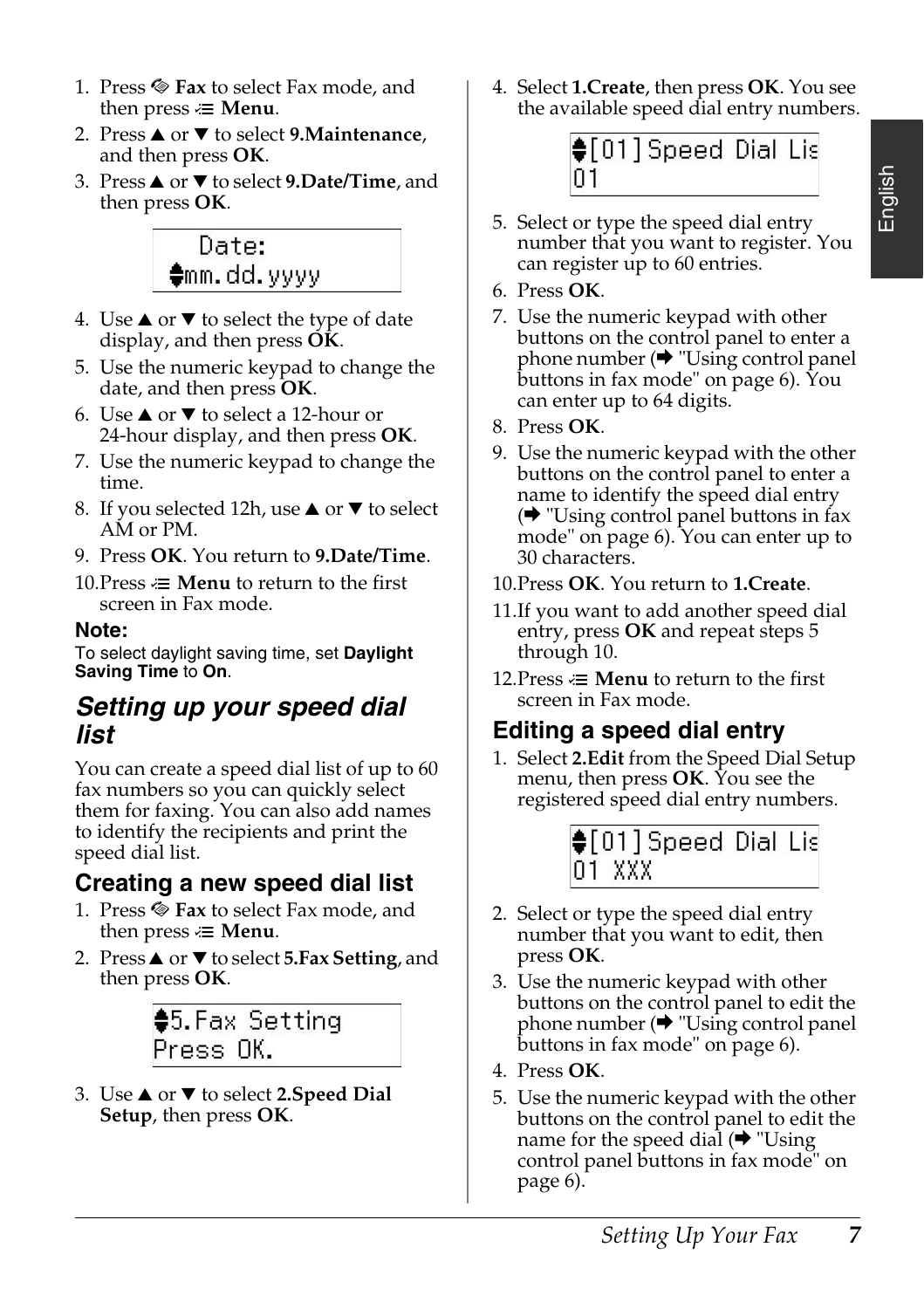1. Press ✎ **Fax** to select Fax mode, and then press ≔ **Menu**.
2. Press ▲ or ▼ to select **9.Maintenance**, and then press **OK**.
3. Press ▲ or ▼ to select **9.Date/Time**, and then press **OK**.

```
   Date:
♦mm.dd.yyyy
```

4. Use ▲ or ▼ to select the type of date display, and then press **OK**.
5. Use the numeric keypad to change the date, and then press **OK**.
6. Use ▲ or ▼ to select a 12-hour or 24-hour display, and then press **OK**.
7. Use the numeric keypad to change the time.
8. If you selected 12h, use ▲ or ▼ to select AM or PM.
9. Press **OK**. You return to **9.Date/Time**.
10. Press ≔ **Menu** to return to the first screen in Fax mode.

**Note:**
To select daylight saving time, set **Daylight Saving Time** to **On**.

## *Setting up your speed dial list*

You can create a speed dial list of up to 60 fax numbers so you can quickly select them for faxing. You can also add names to identify the recipients and print the speed dial list.

### Creating a new speed dial list

1. Press ✎ **Fax** to select Fax mode, and then press ≔ **Menu**.
2. Press ▲ or ▼ to select **5.Fax Setting**, and then press **OK**.

```
♦5.Fax Setting
Press OK.
```

3. Use ▲ or ▼ to select **2.Speed Dial Setup**, then press **OK**.
4. Select **1.Create**, then press **OK**. You see the available speed dial entry numbers.

```
♦[01]Speed Dial Lis
01
```

5. Select or type the speed dial entry number that you want to register. You can register up to 60 entries.
6. Press **OK**.
7. Use the numeric keypad with other buttons on the control panel to enter a phone number (➡ "Using control panel buttons in fax mode" on page 6). You can enter up to 64 digits.
8. Press **OK**.
9. Use the numeric keypad with the other buttons on the control panel to enter a name to identify the speed dial entry (➡ "Using control panel buttons in fax mode" on page 6). You can enter up to 30 characters.
10. Press **OK**. You return to **1.Create**.
11. If you want to add another speed dial entry, press **OK** and repeat steps 5 through 10.
12. Press ≔ **Menu** to return to the first screen in Fax mode.

### Editing a speed dial entry

1. Select **2.Edit** from the Speed Dial Setup menu, then press **OK**. You see the registered speed dial entry numbers.

```
♦[01]Speed Dial Lis
01 XXX
```

2. Select or type the speed dial entry number that you want to edit, then press **OK**.
3. Use the numeric keypad with other buttons on the control panel to edit the phone number (➡ "Using control panel buttons in fax mode" on page 6).
4. Press **OK**.
5. Use the numeric keypad with the other buttons on the control panel to edit the name for the speed dial (➡ "Using control panel buttons in fax mode" on page 6).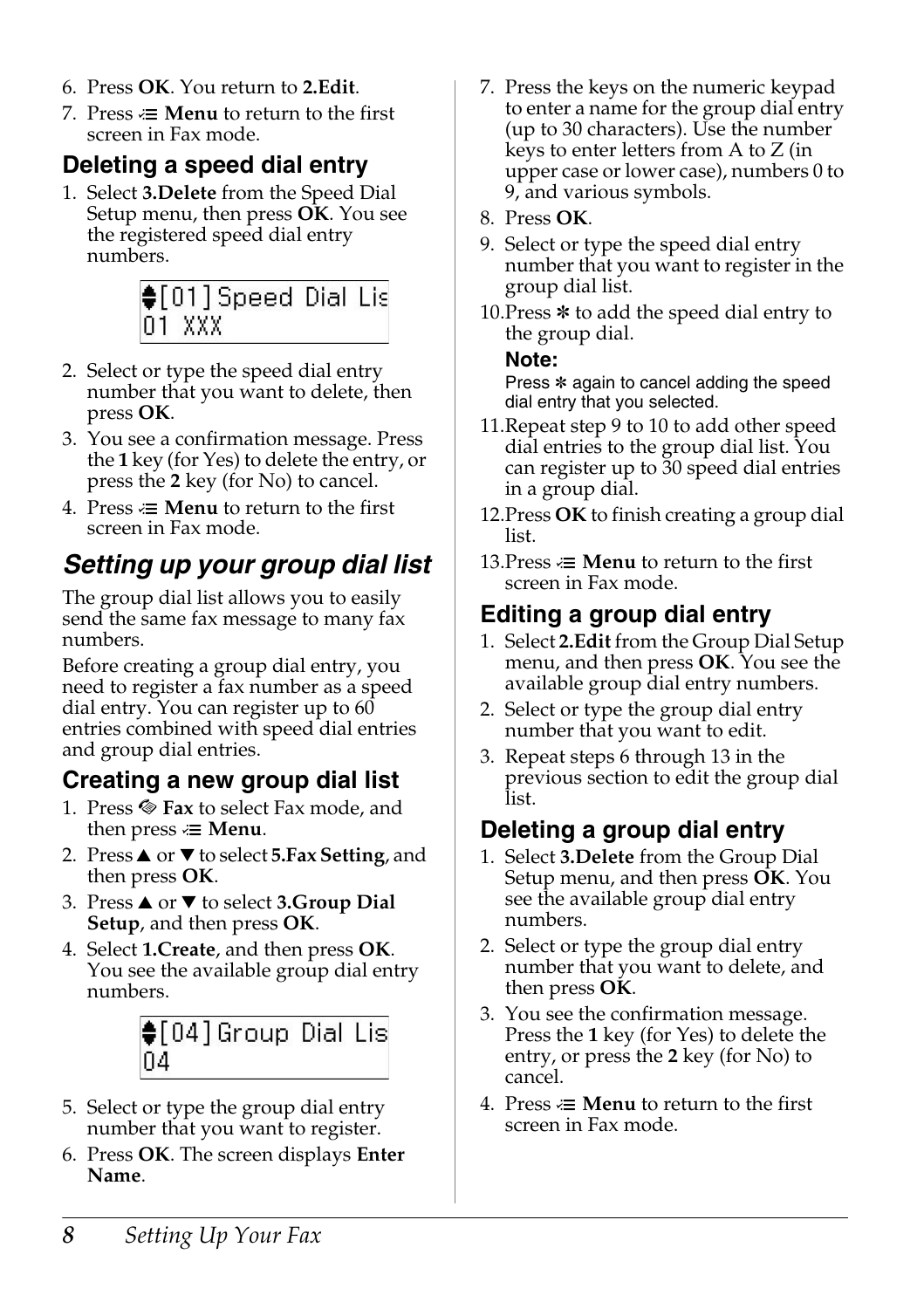6. Press **OK**. You return to **2.Edit**.
7. Press ≔ **Menu** to return to the first screen in Fax mode.

### Deleting a speed dial entry

1. Select **3.Delete** from the Speed Dial Setup menu, then press **OK**. You see the registered speed dial entry numbers.

```
♦[01]Speed Dial Lis
01 XXX
```

2. Select or type the speed dial entry number that you want to delete, then press **OK**.
3. You see a confirmation message. Press the **1** key (for Yes) to delete the entry, or press the **2** key (for No) to cancel.
4. Press ≔ **Menu** to return to the first screen in Fax mode.

## *Setting up your group dial list*

The group dial list allows you to easily send the same fax message to many fax numbers.

Before creating a group dial entry, you need to register a fax number as a speed dial entry. You can register up to 60 entries combined with speed dial entries and group dial entries.

### Creating a new group dial list

1. Press **Fax** to select Fax mode, and then press ≔ **Menu**.
2. Press ▲ or ▼ to select **5.Fax Setting**, and then press **OK**.
3. Press ▲ or ▼ to select **3.Group Dial Setup**, and then press **OK**.
4. Select **1.Create**, and then press **OK**. You see the available group dial entry numbers.

```
♦[04]Group Dial Lis
04
```

5. Select or type the group dial entry number that you want to register.
6. Press **OK**. The screen displays **Enter Name**.
7. Press the keys on the numeric keypad to enter a name for the group dial entry (up to 30 characters). Use the number keys to enter letters from A to Z (in upper case or lower case), numbers 0 to 9, and various symbols.
8. Press **OK**.
9. Select or type the speed dial entry number that you want to register in the group dial list.
10. Press ✻ to add the speed dial entry to the group dial.

    **Note:**
    Press ✻ again to cancel adding the speed dial entry that you selected.

11. Repeat step 9 to 10 to add other speed dial entries to the group dial list. You can register up to 30 speed dial entries in a group dial.
12. Press **OK** to finish creating a group dial list.
13. Press ≔ **Menu** to return to the first screen in Fax mode.

### Editing a group dial entry

1. Select **2.Edit** from the Group Dial Setup menu, and then press **OK**. You see the available group dial entry numbers.
2. Select or type the group dial entry number that you want to edit.
3. Repeat steps 6 through 13 in the previous section to edit the group dial list.

### Deleting a group dial entry

1. Select **3.Delete** from the Group Dial Setup menu, and then press **OK**. You see the available group dial entry numbers.
2. Select or type the group dial entry number that you want to delete, and then press **OK**.
3. You see the confirmation message. Press the **1** key (for Yes) to delete the entry, or press the **2** key (for No) to cancel.
4. Press ≔ **Menu** to return to the first screen in Fax mode.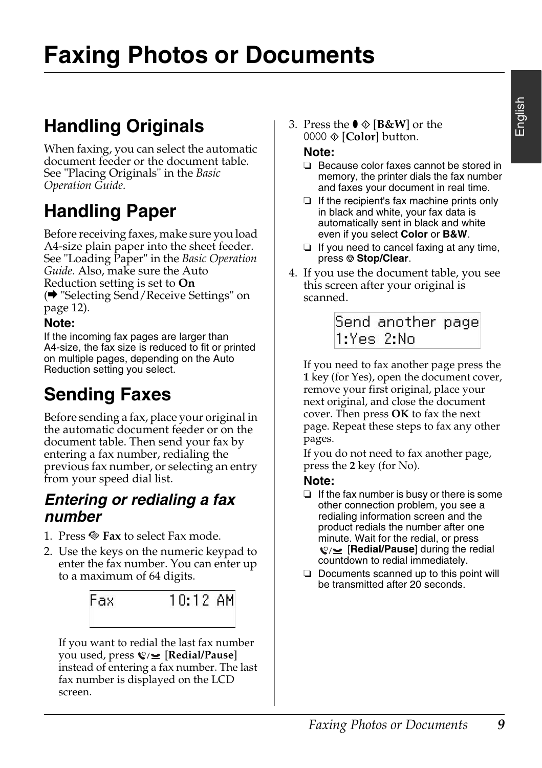# Faxing Photos or Documents

## Handling Originals

When faxing, you can select the automatic document feeder or the document table. See "Placing Originals" in the *Basic Operation Guide*.

## Handling Paper

Before receiving faxes, make sure you load A4-size plain paper into the sheet feeder. See "Loading Paper" in the *Basic Operation Guide*. Also, make sure the Auto Reduction setting is set to **On** (➡ "Selecting Send/Receive Settings" on page 12).

**Note:**
If the incoming fax pages are larger than A4-size, the fax size is reduced to fit or printed on multiple pages, depending on the Auto Reduction setting you select.

## Sending Faxes

Before sending a fax, place your original in the automatic document feeder or on the document table. Then send your fax by entering a fax number, redialing the previous fax number, or selecting an entry from your speed dial list.

### *Entering or redialing a fax number*

1. Press **Fax** to select Fax mode.
2. Use the keys on the numeric keypad to enter the fax number. You can enter up to a maximum of 64 digits.

   ```
   Fax       10:12 AM
   ```

   If you want to redial the last fax number you used, press **[Redial/Pause]** instead of entering a fax number. The last fax number is displayed on the LCD screen.
3. Press the **[B&W]** or the **[Color]** button.

   **Note:**
   - ❏ Because color faxes cannot be stored in memory, the printer dials the fax number and faxes your document in real time.
   - ❏ If the recipient's fax machine prints only in black and white, your fax data is automatically sent in black and white even if you select **Color** or **B&W**.
   - ❏ If you need to cancel faxing at any time, press **Stop/Clear**.
4. If you use the document table, you see this screen after your original is scanned.

   ```
   Send another page
   1:Yes 2:No
   ```

   If you need to fax another page press the **1** key (for Yes), open the document cover, remove your first original, place your next original, and close the document cover. Then press **OK** to fax the next page. Repeat these steps to fax any other pages.

   If you do not need to fax another page, press the **2** key (for No).

   **Note:**
   - ❏ If the fax number is busy or there is some other connection problem, you see a redialing information screen and the product redials the number after one minute. Wait for the redial, or press **[Redial/Pause]** during the redial countdown to redial immediately.
   - ❏ Documents scanned up to this point will be transmitted after 20 seconds.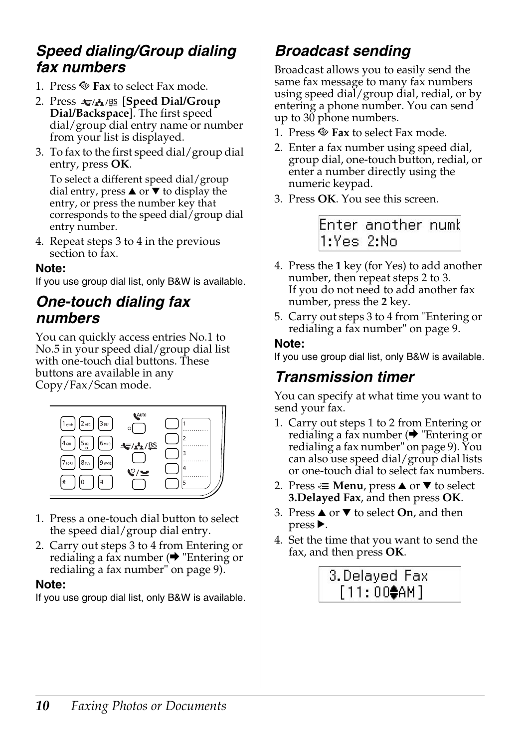## Speed dialing/Group dialing fax numbers

1. Press **Fax** to select Fax mode.
2. Press [**Speed Dial/Group Dial/Backspace**]. The first speed dial/group dial entry name or number from your list is displayed.
3. To fax to the first speed dial/group dial entry, press **OK**.

   To select a different speed dial/group dial entry, press ▲ or ▼ to display the entry, or press the number key that corresponds to the speed dial/group dial entry number.
4. Repeat steps 3 to 4 in the previous section to fax.

**Note:**
If you use group dial list, only B&W is available.

## One-touch dialing fax numbers

You can quickly access entries No.1 to No.5 in your speed dial/group dial list with one-touch dial buttons. These buttons are available in any Copy/Fax/Scan mode.

1. Press a one-touch dial button to select the speed dial/group dial entry.
2. Carry out steps 3 to 4 from Entering or redialing a fax number (➡ "Entering or redialing a fax number" on page 9).

**Note:**
If you use group dial list, only B&W is available.

## Broadcast sending

Broadcast allows you to easily send the same fax message to many fax numbers using speed dial/group dial, redial, or by entering a phone number. You can send up to 30 phone numbers.

1. Press **Fax** to select Fax mode.
2. Enter a fax number using speed dial, group dial, one-touch button, redial, or enter a number directly using the numeric keypad.
3. Press **OK**. You see this screen.

   ```
   Enter another numb
   1:Yes 2:No
   ```
4. Press the **1** key (for Yes) to add another number, then repeat steps 2 to 3.
   If you do not need to add another fax number, press the **2** key.
5. Carry out steps 3 to 4 from "Entering or redialing a fax number" on page 9.

**Note:**
If you use group dial list, only B&W is available.

## Transmission timer

You can specify at what time you want to send your fax.

1. Carry out steps 1 to 2 from Entering or redialing a fax number (➡ "Entering or redialing a fax number" on page 9). You can also use speed dial/group dial lists or one-touch dial to select fax numbers.
2. Press **Menu**, press ▲ or ▼ to select **3.Delayed Fax**, and then press **OK**.
3. Press ▲ or ▼ to select **On**, and then press ▶.
4. Set the time that you want to send the fax, and then press **OK**.

   ```
   3.Delayed Fax
    [11:00♦AM]
   ```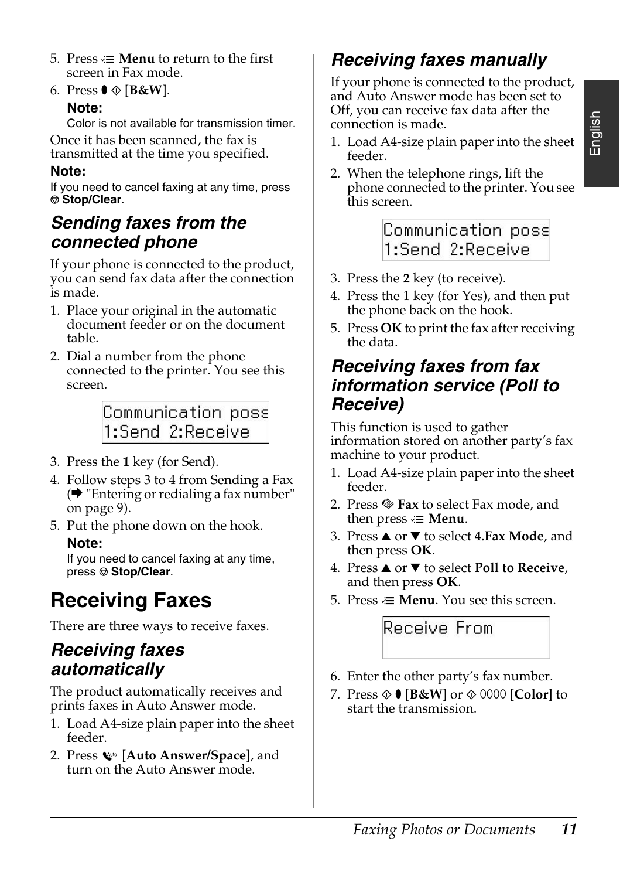5. Press ≡ **Menu** to return to the first screen in Fax mode.
6. Press ◇ **[B&W]**.

   **Note:**
   Color is not available for transmission timer.

Once it has been scanned, the fax is transmitted at the time you specified.

**Note:**
If you need to cancel faxing at any time, press ⊘ **Stop/Clear**.

### Sending faxes from the connected phone

If your phone is connected to the product, you can send fax data after the connection is made.

1. Place your original in the automatic document feeder or on the document table.
2. Dial a number from the phone connected to the printer. You see this screen.

```
Communication poss
1:Send 2:Receive
```

3. Press the **1** key (for Send).
4. Follow steps 3 to 4 from Sending a Fax (➡ "Entering or redialing a fax number" on page 9).
5. Put the phone down on the hook.

   **Note:**
   If you need to cancel faxing at any time, press ⊘ **Stop/Clear**.

## Receiving Faxes

There are three ways to receive faxes.

### Receiving faxes automatically

The product automatically receives and prints faxes in Auto Answer mode.

1. Load A4-size plain paper into the sheet feeder.
2. Press **[Auto Answer/Space]**, and turn on the Auto Answer mode.

### Receiving faxes manually

If your phone is connected to the product, and Auto Answer mode has been set to Off, you can receive fax data after the connection is made.

1. Load A4-size plain paper into the sheet feeder.
2. When the telephone rings, lift the phone connected to the printer. You see this screen.

```
Communication poss
1:Send 2:Receive
```

3. Press the **2** key (to receive).
4. Press the 1 key (for Yes), and then put the phone back on the hook.
5. Press **OK** to print the fax after receiving the data.

### Receiving faxes from fax information service (Poll to Receive)

This function is used to gather information stored on another party's fax machine to your product.

1. Load A4-size plain paper into the sheet feeder.
2. Press **Fax** to select Fax mode, and then press ≡ **Menu**.
3. Press ▲ or ▼ to select **4.Fax Mode**, and then press **OK**.
4. Press ▲ or ▼ to select **Poll to Receive**, and then press **OK**.
5. Press ≡ **Menu**. You see this screen.

```
Receive From
```

6. Enter the other party's fax number.
7. Press ◇ **[B&W]** or ◇ **[Color]** to start the transmission.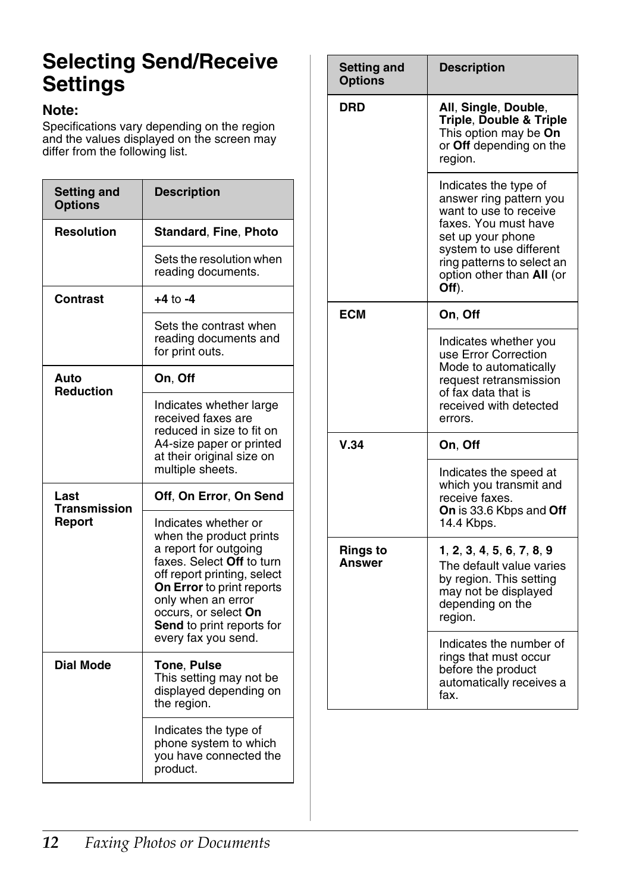# Selecting Send/Receive Settings

**Note:**
Specifications vary depending on the region and the values displayed on the screen may differ from the following list.

| Setting and Options | Description |
|---|---|
| **Resolution** | **Standard**, **Fine**, **Photo** |
| | Sets the resolution when reading documents. |
| **Contrast** | **+4** to **-4** |
| | Sets the contrast when reading documents and for print outs. |
| **Auto Reduction** | **On**, **Off** |
| | Indicates whether large received faxes are reduced in size to fit on A4-size paper or printed at their original size on multiple sheets. |
| **Last Transmission Report** | **Off**, **On Error**, **On Send** |
| | Indicates whether or when the product prints a report for outgoing faxes. Select **Off** to turn off report printing, select **On Error** to print reports only when an error occurs, or select **On Send** to print reports for every fax you send. |
| **Dial Mode** | **Tone**, **Pulse**<br>This setting may not be displayed depending on the region. |
| | Indicates the type of phone system to which you have connected the product. |
| **DRD** | **All**, **Single**, **Double**, **Triple**, **Double & Triple**<br>This option may be **On** or **Off** depending on the region. |
| | Indicates the type of answer ring pattern you want to use to receive faxes. You must have set up your phone system to use different ring patterns to select an option other than **All** (or **Off**). |
| **ECM** | **On**, **Off** |
| | Indicates whether you use Error Correction Mode to automatically request retransmission of fax data that is received with detected errors. |
| **V.34** | **On**, **Off** |
| | Indicates the speed at which you transmit and receive faxes.<br>**On** is 33.6 Kbps and **Off** 14.4 Kbps. |
| **Rings to Answer** | **1**, **2**, **3**, **4**, **5**, **6**, **7**, **8**, **9**<br>The default value varies by region. This setting may not be displayed depending on the region. |
| | Indicates the number of rings that must occur before the product automatically receives a fax. |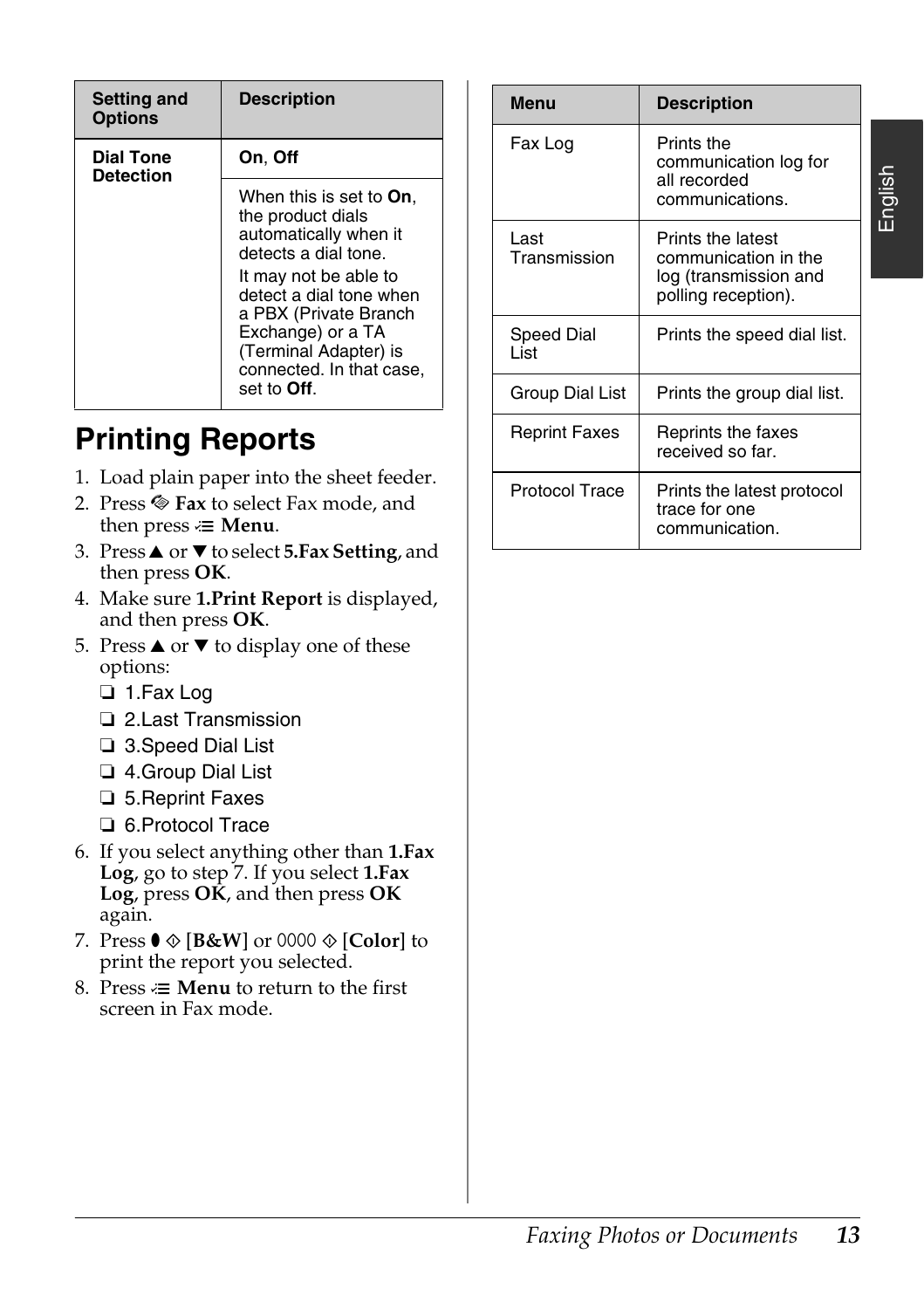| Setting and Options | Description |
|---|---|
| **Dial Tone Detection** | **On**, **Off** |
| | When this is set to **On**, the product dials automatically when it detects a dial tone.<br>It may not be able to detect a dial tone when a PBX (Private Branch Exchange) or a TA (Terminal Adapter) is connected. In that case, set to **Off**. |

# Printing Reports

1. Load plain paper into the sheet feeder.
2. Press **Fax** to select Fax mode, and then press **Menu**.
3. Press ▲ or ▼ to select **5.Fax Setting**, and then press **OK**.
4. Make sure **1.Print Report** is displayed, and then press **OK**.
5. Press ▲ or ▼ to display one of these options:
   - ❏ 1.Fax Log
   - ❏ 2.Last Transmission
   - ❏ 3.Speed Dial List
   - ❏ 4.Group Dial List
   - ❏ 5.Reprint Faxes
   - ❏ 6.Protocol Trace
6. If you select anything other than **1.Fax Log**, go to step 7. If you select **1.Fax Log**, press **OK**, and then press **OK** again.
7. Press ◊ [**B&W**] or ◊ [**Color**] to print the report you selected.
8. Press **Menu** to return to the first screen in Fax mode.

| Menu | Description |
|---|---|
| Fax Log | Prints the communication log for all recorded communications. |
| Last Transmission | Prints the latest communication in the log (transmission and polling reception). |
| Speed Dial List | Prints the speed dial list. |
| Group Dial List | Prints the group dial list. |
| Reprint Faxes | Reprints the faxes received so far. |
| Protocol Trace | Prints the latest protocol trace for one communication. |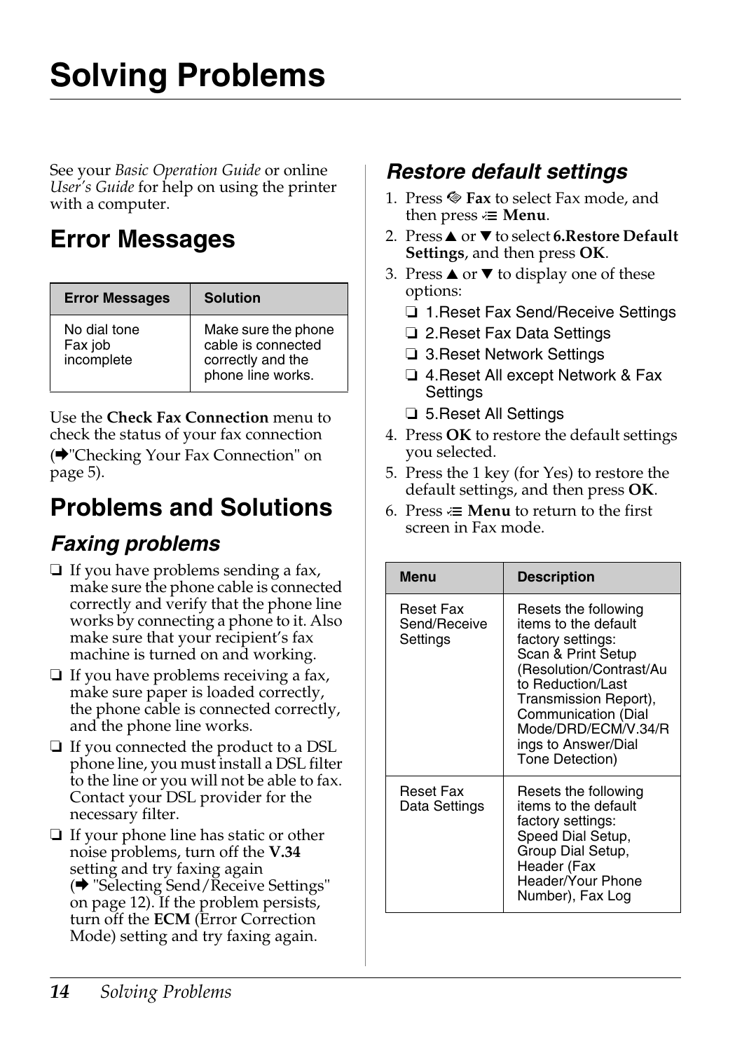# Solving Problems

See your *Basic Operation Guide* or online *User's Guide* for help on using the printer with a computer.

## Error Messages

| Error Messages | Solution |
|---|---|
| No dial tone<br>Fax job incomplete | Make sure the phone cable is connected correctly and the phone line works. |

Use the **Check Fax Connection** menu to check the status of your fax connection (➡"Checking Your Fax Connection" on page 5).

## Problems and Solutions

### Faxing problems

- ❏ If you have problems sending a fax, make sure the phone cable is connected correctly and verify that the phone line works by connecting a phone to it. Also make sure that your recipient's fax machine is turned on and working.
- ❏ If you have problems receiving a fax, make sure paper is loaded correctly, the phone cable is connected correctly, and the phone line works.
- ❏ If you connected the product to a DSL phone line, you must install a DSL filter to the line or you will not be able to fax. Contact your DSL provider for the necessary filter.
- ❏ If your phone line has static or other noise problems, turn off the **V.34** setting and try faxing again (➡ "Selecting Send/Receive Settings" on page 12). If the problem persists, turn off the **ECM** (Error Correction Mode) setting and try faxing again.

### Restore default settings

1. Press **Fax** to select Fax mode, and then press **Menu**.
2. Press ▲ or ▼ to select **6.Restore Default Settings**, and then press **OK**.
3. Press ▲ or ▼ to display one of these options:
   - ❏ 1.Reset Fax Send/Receive Settings
   - ❏ 2.Reset Fax Data Settings
   - ❏ 3.Reset Network Settings
   - ❏ 4.Reset All except Network & Fax Settings
   - ❏ 5.Reset All Settings
4. Press **OK** to restore the default settings you selected.
5. Press the 1 key (for Yes) to restore the default settings, and then press **OK**.
6. Press **Menu** to return to the first screen in Fax mode.

| Menu | Description |
|---|---|
| Reset Fax Send/Receive Settings | Resets the following items to the default factory settings: Scan & Print Setup (Resolution/Contrast/Auto Reduction/Last Transmission Report), Communication (Dial Mode/DRD/ECM/V.34/Rings to Answer/Dial Tone Detection) |
| Reset Fax Data Settings | Resets the following items to the default factory settings: Speed Dial Setup, Group Dial Setup, Header (Fax Header/Your Phone Number), Fax Log |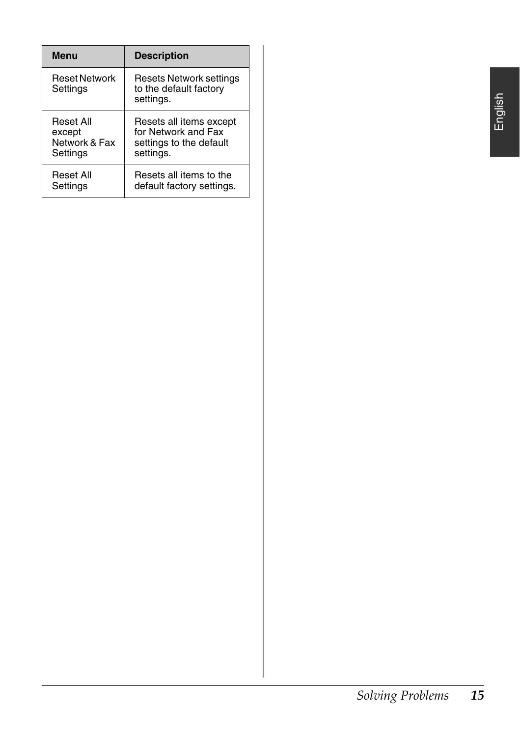| Menu | Description |
|---|---|
| Reset Network Settings | Resets Network settings to the default factory settings. |
| Reset All except Network & Fax Settings | Resets all items except for Network and Fax settings to the default settings. |
| Reset All Settings | Resets all items to the default factory settings. |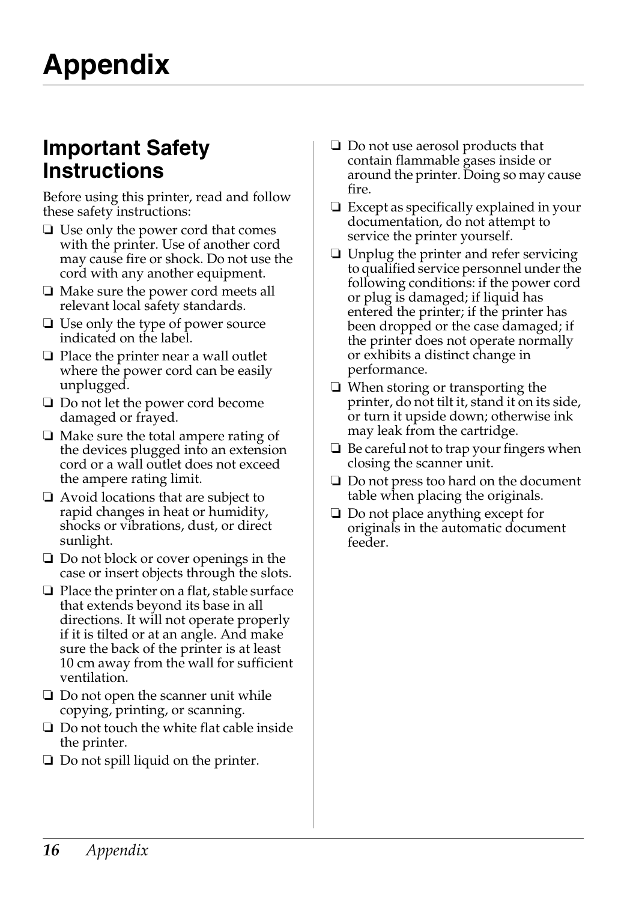# Appendix

## Important Safety Instructions

Before using this printer, read and follow these safety instructions:

- Use only the power cord that comes with the printer. Use of another cord may cause fire or shock. Do not use the cord with any another equipment.
- Make sure the power cord meets all relevant local safety standards.
- Use only the type of power source indicated on the label.
- Place the printer near a wall outlet where the power cord can be easily unplugged.
- Do not let the power cord become damaged or frayed.
- Make sure the total ampere rating of the devices plugged into an extension cord or a wall outlet does not exceed the ampere rating limit.
- Avoid locations that are subject to rapid changes in heat or humidity, shocks or vibrations, dust, or direct sunlight.
- Do not block or cover openings in the case or insert objects through the slots.
- Place the printer on a flat, stable surface that extends beyond its base in all directions. It will not operate properly if it is tilted or at an angle. And make sure the back of the printer is at least 10 cm away from the wall for sufficient ventilation.
- Do not open the scanner unit while copying, printing, or scanning.
- Do not touch the white flat cable inside the printer.
- Do not spill liquid on the printer.
- Do not use aerosol products that contain flammable gases inside or around the printer. Doing so may cause fire.
- Except as specifically explained in your documentation, do not attempt to service the printer yourself.
- Unplug the printer and refer servicing to qualified service personnel under the following conditions: if the power cord or plug is damaged; if liquid has entered the printer; if the printer has been dropped or the case damaged; if the printer does not operate normally or exhibits a distinct change in performance.
- When storing or transporting the printer, do not tilt it, stand it on its side, or turn it upside down; otherwise ink may leak from the cartridge.
- Be careful not to trap your fingers when closing the scanner unit.
- Do not press too hard on the document table when placing the originals.
- Do not place anything except for originals in the automatic document feeder.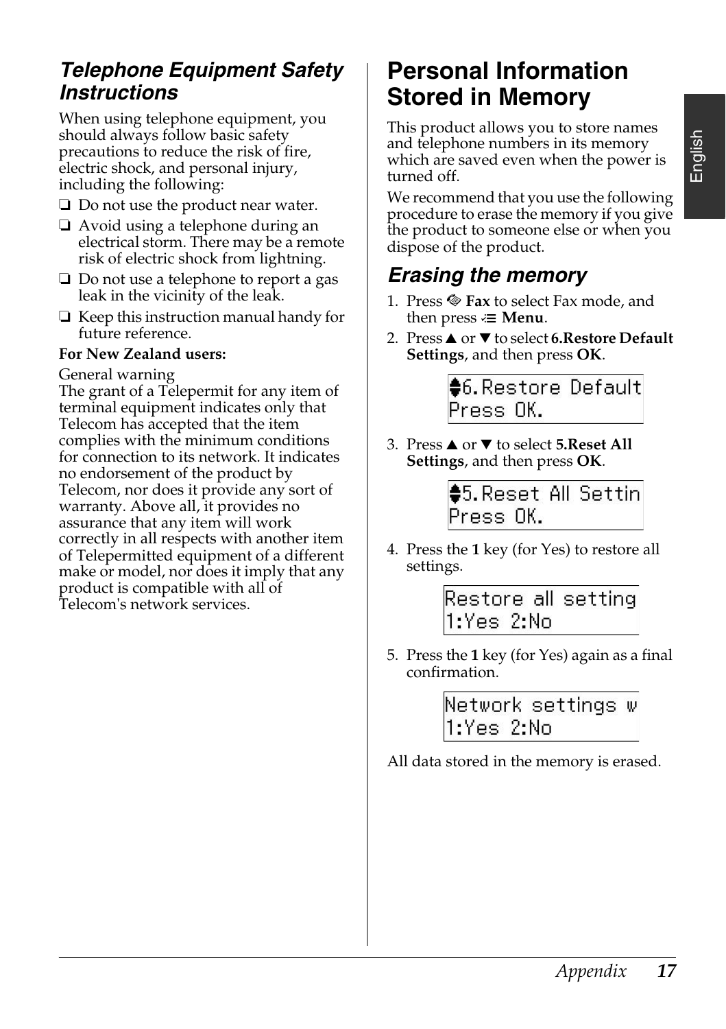### *Telephone Equipment Safety Instructions*

When using telephone equipment, you should always follow basic safety precautions to reduce the risk of fire, electric shock, and personal injury, including the following:

- ❏ Do not use the product near water.
- ❏ Avoid using a telephone during an electrical storm. There may be a remote risk of electric shock from lightning.
- ❏ Do not use a telephone to report a gas leak in the vicinity of the leak.
- ❏ Keep this instruction manual handy for future reference.

**For New Zealand users:**

General warning
The grant of a Telepermit for any item of terminal equipment indicates only that Telecom has accepted that the item complies with the minimum conditions for connection to its network. It indicates no endorsement of the product by Telecom, nor does it provide any sort of warranty. Above all, it provides no assurance that any item will work correctly in all respects with another item of Telepermitted equipment of a different make or model, nor does it imply that any product is compatible with all of Telecom's network services.

## Personal Information Stored in Memory

This product allows you to store names and telephone numbers in its memory which are saved even when the power is turned off.

We recommend that you use the following procedure to erase the memory if you give the product to someone else or when you dispose of the product.

### *Erasing the memory*

1. Press **Fax** to select Fax mode, and then press **Menu**.
2. Press ▲ or ▼ to select **6.Restore Default Settings**, and then press **OK**.

   ```
   ♦6.Restore Default
   Press OK.
   ```

3. Press ▲ or ▼ to select **5.Reset All Settings**, and then press **OK**.

   ```
   ♦5.Reset All Settin
   Press OK.
   ```

4. Press the **1** key (for Yes) to restore all settings.

   ```
   Restore all setting
   1:Yes 2:No
   ```

5. Press the **1** key (for Yes) again as a final confirmation.

   ```
   Network settings w
   1:Yes 2:No
   ```

All data stored in the memory is erased.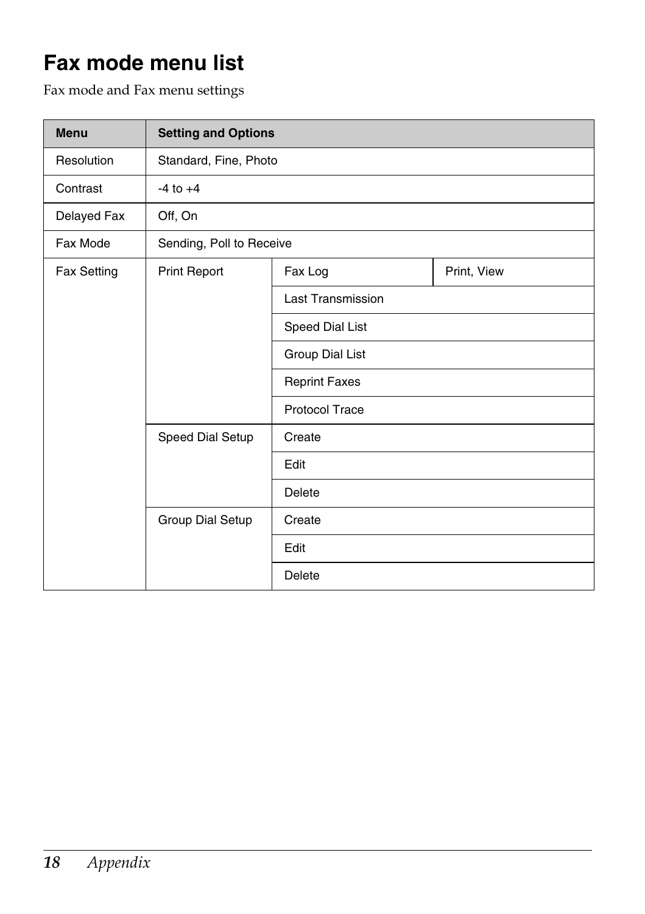# Fax mode menu list

Fax mode and Fax menu settings

| Menu | Setting and Options | | |
|---|---|---|---|
| Resolution | Standard, Fine, Photo | | |
| Contrast | -4 to +4 | | |
| Delayed Fax | Off, On | | |
| Fax Mode | Sending, Poll to Receive | | |
| Fax Setting | Print Report | Fax Log | Print, View |
| | | Last Transmission | |
| | | Speed Dial List | |
| | | Group Dial List | |
| | | Reprint Faxes | |
| | | Protocol Trace | |
| | Speed Dial Setup | Create | |
| | | Edit | |
| | | Delete | |
| | Group Dial Setup | Create | |
| | | Edit | |
| | | Delete | |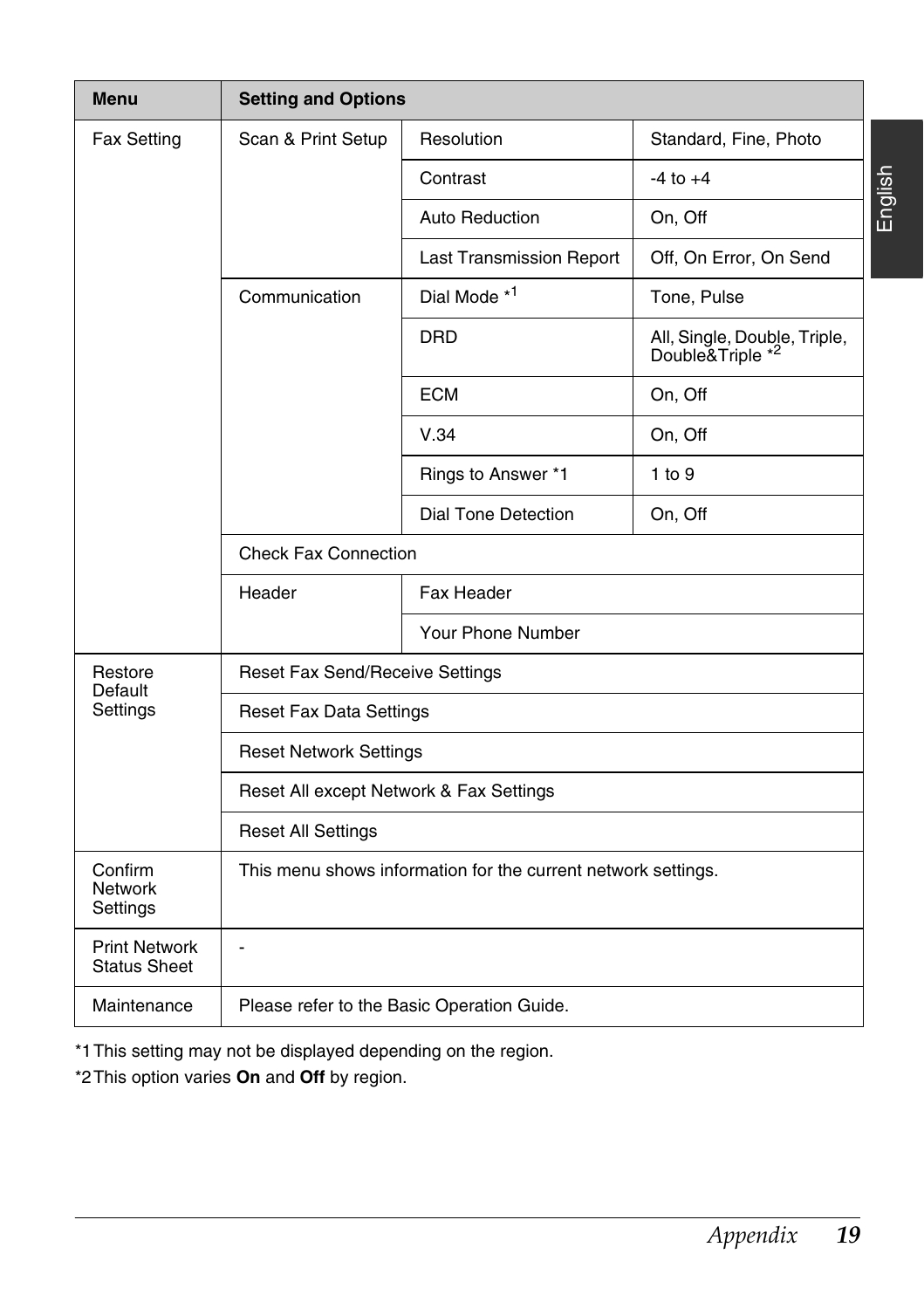| Menu | Setting and Options | | |
|---|---|---|---|
| Fax Setting | Scan & Print Setup | Resolution | Standard, Fine, Photo |
| | | Contrast | -4 to +4 |
| | | Auto Reduction | On, Off |
| | | Last Transmission Report | Off, On Error, On Send |
| | Communication | Dial Mode *1 | Tone, Pulse |
| | | DRD | All, Single, Double, Triple, Double&Triple *2 |
| | | ECM | On, Off |
| | | V.34 | On, Off |
| | | Rings to Answer *1 | 1 to 9 |
| | | Dial Tone Detection | On, Off |
| | Check Fax Connection | | |
| | Header | Fax Header | |
| | | Your Phone Number | |
| Restore Default Settings | Reset Fax Send/Receive Settings | | |
| | Reset Fax Data Settings | | |
| | Reset Network Settings | | |
| | Reset All except Network & Fax Settings | | |
| | Reset All Settings | | |
| Confirm Network Settings | This menu shows information for the current network settings. | | |
| Print Network Status Sheet | - | | |
| Maintenance | Please refer to the Basic Operation Guide. | | |

*1 This setting may not be displayed depending on the region.

*2 This option varies **On** and **Off** by region.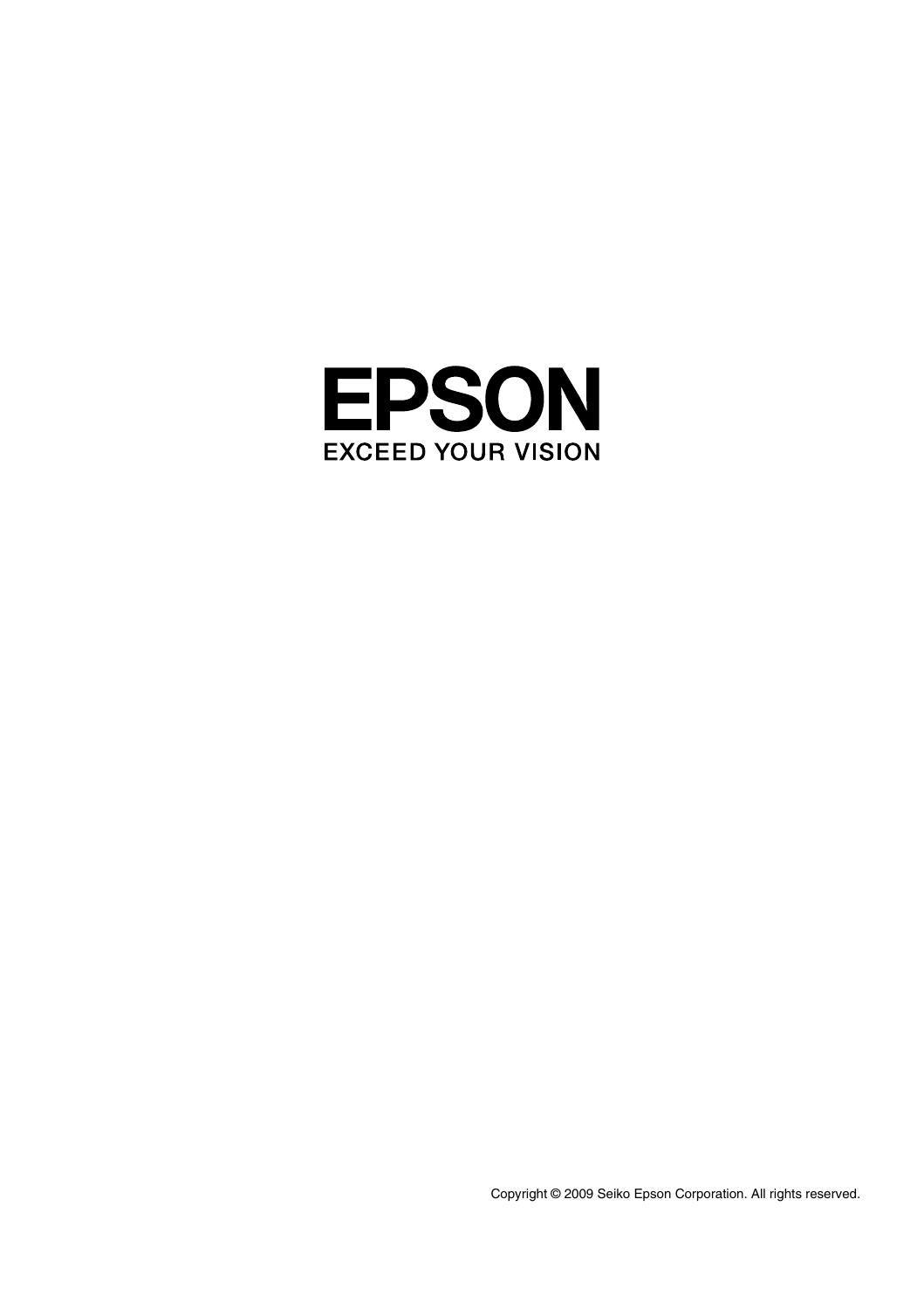EPSON

EXCEED YOUR VISION

Copyright © 2009 Seiko Epson Corporation. All rights reserved.